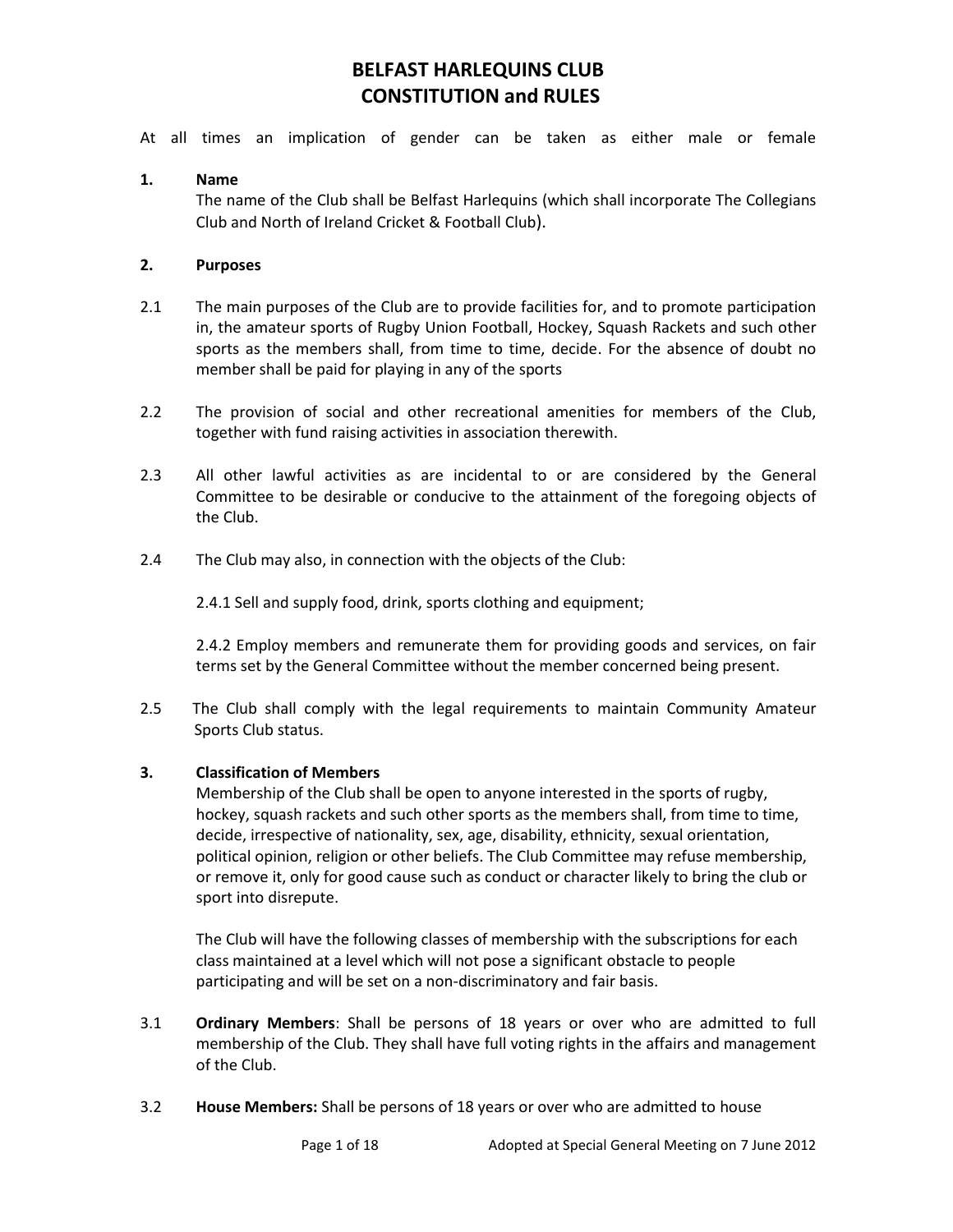# BELFAST HARLEQUINS CLUB
# CONSTITUTION and RULES

At all times an implication of gender can be taken as either male or female

**1. Name**

The name of the Club shall be Belfast Harlequins (which shall incorporate The Collegians Club and North of Ireland Cricket & Football Club).

**2. Purposes**

2.1 The main purposes of the Club are to provide facilities for, and to promote participation in, the amateur sports of Rugby Union Football, Hockey, Squash Rackets and such other sports as the members shall, from time to time, decide. For the absence of doubt no member shall be paid for playing in any of the sports

2.2 The provision of social and other recreational amenities for members of the Club, together with fund raising activities in association therewith.

2.3 All other lawful activities as are incidental to or are considered by the General Committee to be desirable or conducive to the attainment of the foregoing objects of the Club.

2.4 The Club may also, in connection with the objects of the Club:

2.4.1 Sell and supply food, drink, sports clothing and equipment;

2.4.2 Employ members and remunerate them for providing goods and services, on fair terms set by the General Committee without the member concerned being present.

2.5 The Club shall comply with the legal requirements to maintain Community Amateur Sports Club status.

**3. Classification of Members**

Membership of the Club shall be open to anyone interested in the sports of rugby, hockey, squash rackets and such other sports as the members shall, from time to time, decide, irrespective of nationality, sex, age, disability, ethnicity, sexual orientation, political opinion, religion or other beliefs. The Club Committee may refuse membership, or remove it, only for good cause such as conduct or character likely to bring the club or sport into disrepute.

The Club will have the following classes of membership with the subscriptions for each class maintained at a level which will not pose a significant obstacle to people participating and will be set on a non-discriminatory and fair basis.

3.1 **Ordinary Members**: Shall be persons of 18 years or over who are admitted to full membership of the Club. They shall have full voting rights in the affairs and management of the Club.

3.2 **House Members:** Shall be persons of 18 years or over who are admitted to house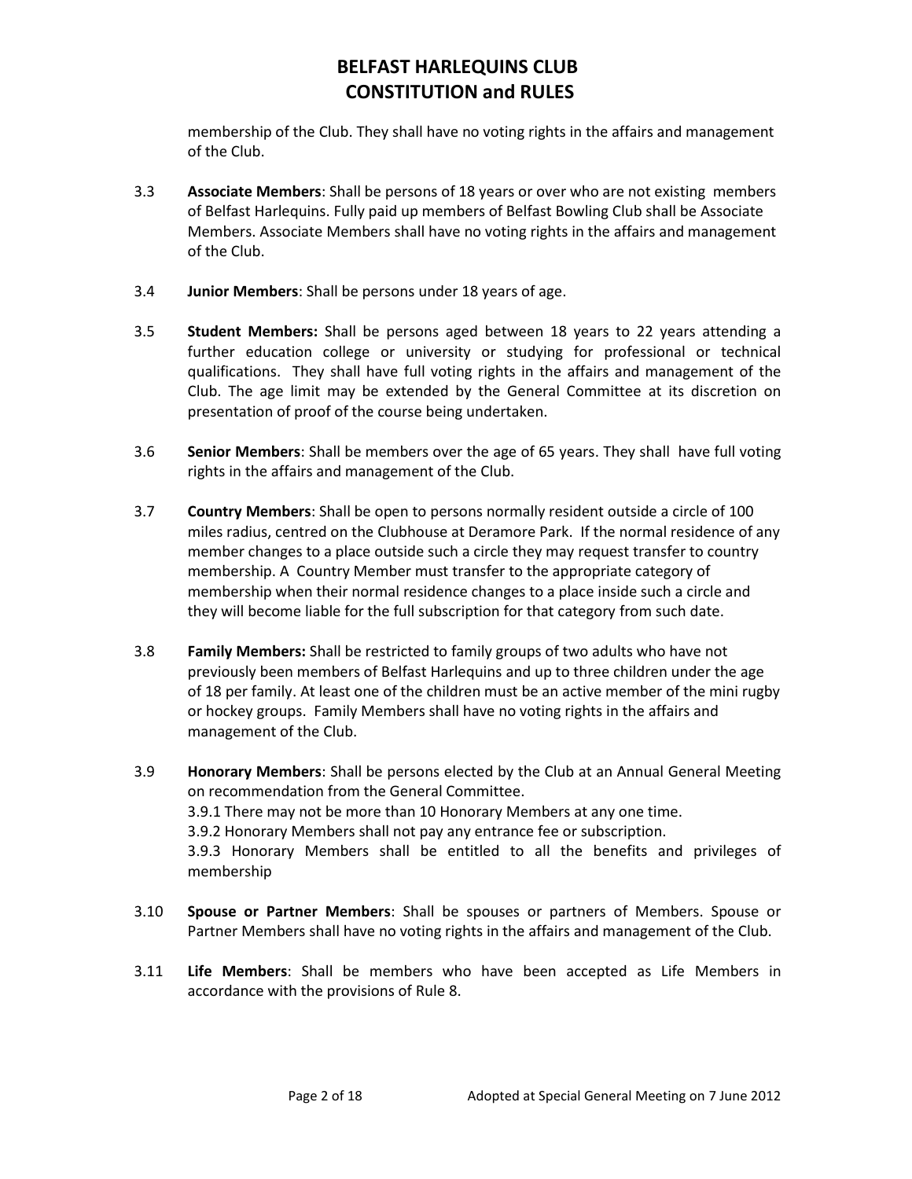membership of the Club. They shall have no voting rights in the affairs and management of the Club.

3.3 **Associate Members**: Shall be persons of 18 years or over who are not existing members of Belfast Harlequins. Fully paid up members of Belfast Bowling Club shall be Associate Members. Associate Members shall have no voting rights in the affairs and management of the Club.

3.4 **Junior Members**: Shall be persons under 18 years of age.

3.5 **Student Members:** Shall be persons aged between 18 years to 22 years attending a further education college or university or studying for professional or technical qualifications. They shall have full voting rights in the affairs and management of the Club. The age limit may be extended by the General Committee at its discretion on presentation of proof of the course being undertaken.

3.6 **Senior Members**: Shall be members over the age of 65 years. They shall have full voting rights in the affairs and management of the Club.

3.7 **Country Members**: Shall be open to persons normally resident outside a circle of 100 miles radius, centred on the Clubhouse at Deramore Park. If the normal residence of any member changes to a place outside such a circle they may request transfer to country membership. A Country Member must transfer to the appropriate category of membership when their normal residence changes to a place inside such a circle and they will become liable for the full subscription for that category from such date.

3.8 **Family Members:** Shall be restricted to family groups of two adults who have not previously been members of Belfast Harlequins and up to three children under the age of 18 per family. At least one of the children must be an active member of the mini rugby or hockey groups. Family Members shall have no voting rights in the affairs and management of the Club.

3.9 **Honorary Members**: Shall be persons elected by the Club at an Annual General Meeting on recommendation from the General Committee.
3.9.1 There may not be more than 10 Honorary Members at any one time.
3.9.2 Honorary Members shall not pay any entrance fee or subscription.
3.9.3 Honorary Members shall be entitled to all the benefits and privileges of membership

3.10 **Spouse or Partner Members**: Shall be spouses or partners of Members. Spouse or Partner Members shall have no voting rights in the affairs and management of the Club.

3.11 **Life Members**: Shall be members who have been accepted as Life Members in accordance with the provisions of Rule 8.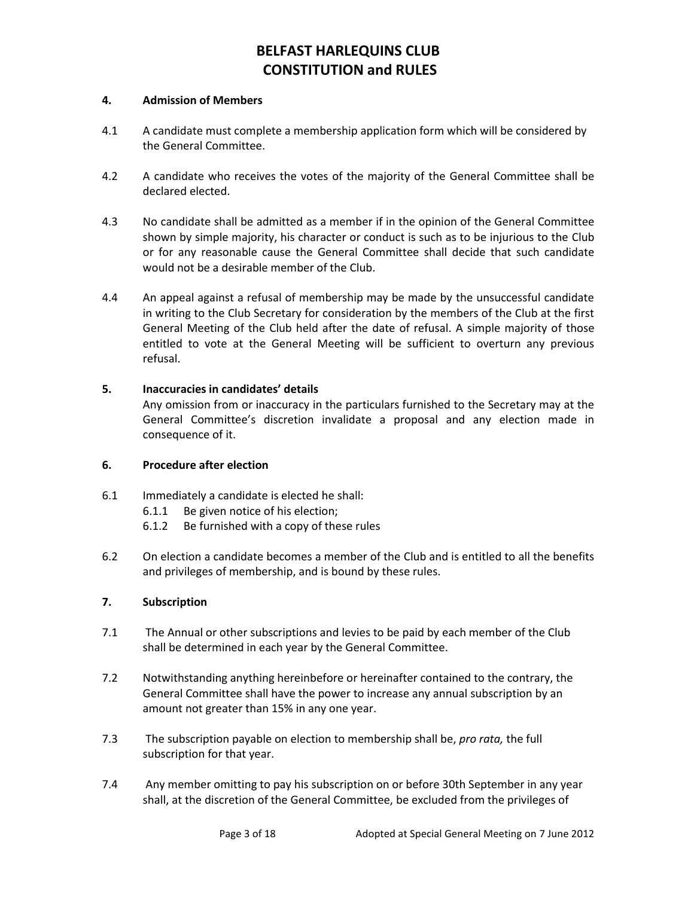#### 4. Admission of Members

4.1 A candidate must complete a membership application form which will be considered by the General Committee.

4.2 A candidate who receives the votes of the majority of the General Committee shall be declared elected.

4.3 No candidate shall be admitted as a member if in the opinion of the General Committee shown by simple majority, his character or conduct is such as to be injurious to the Club or for any reasonable cause the General Committee shall decide that such candidate would not be a desirable member of the Club.

4.4 An appeal against a refusal of membership may be made by the unsuccessful candidate in writing to the Club Secretary for consideration by the members of the Club at the first General Meeting of the Club held after the date of refusal. A simple majority of those entitled to vote at the General Meeting will be sufficient to overturn any previous refusal.

#### 5. Inaccuracies in candidates' details

Any omission from or inaccuracy in the particulars furnished to the Secretary may at the General Committee's discretion invalidate a proposal and any election made in consequence of it.

#### 6. Procedure after election

6.1 Immediately a candidate is elected he shall:

- 6.1.1 Be given notice of his election;
- 6.1.2 Be furnished with a copy of these rules

6.2 On election a candidate becomes a member of the Club and is entitled to all the benefits and privileges of membership, and is bound by these rules.

#### 7. Subscription

7.1 The Annual or other subscriptions and levies to be paid by each member of the Club shall be determined in each year by the General Committee.

7.2 Notwithstanding anything hereinbefore or hereinafter contained to the contrary, the General Committee shall have the power to increase any annual subscription by an amount not greater than 15% in any one year.

7.3 The subscription payable on election to membership shall be, *pro rata,* the full subscription for that year.

7.4 Any member omitting to pay his subscription on or before 30th September in any year shall, at the discretion of the General Committee, be excluded from the privileges of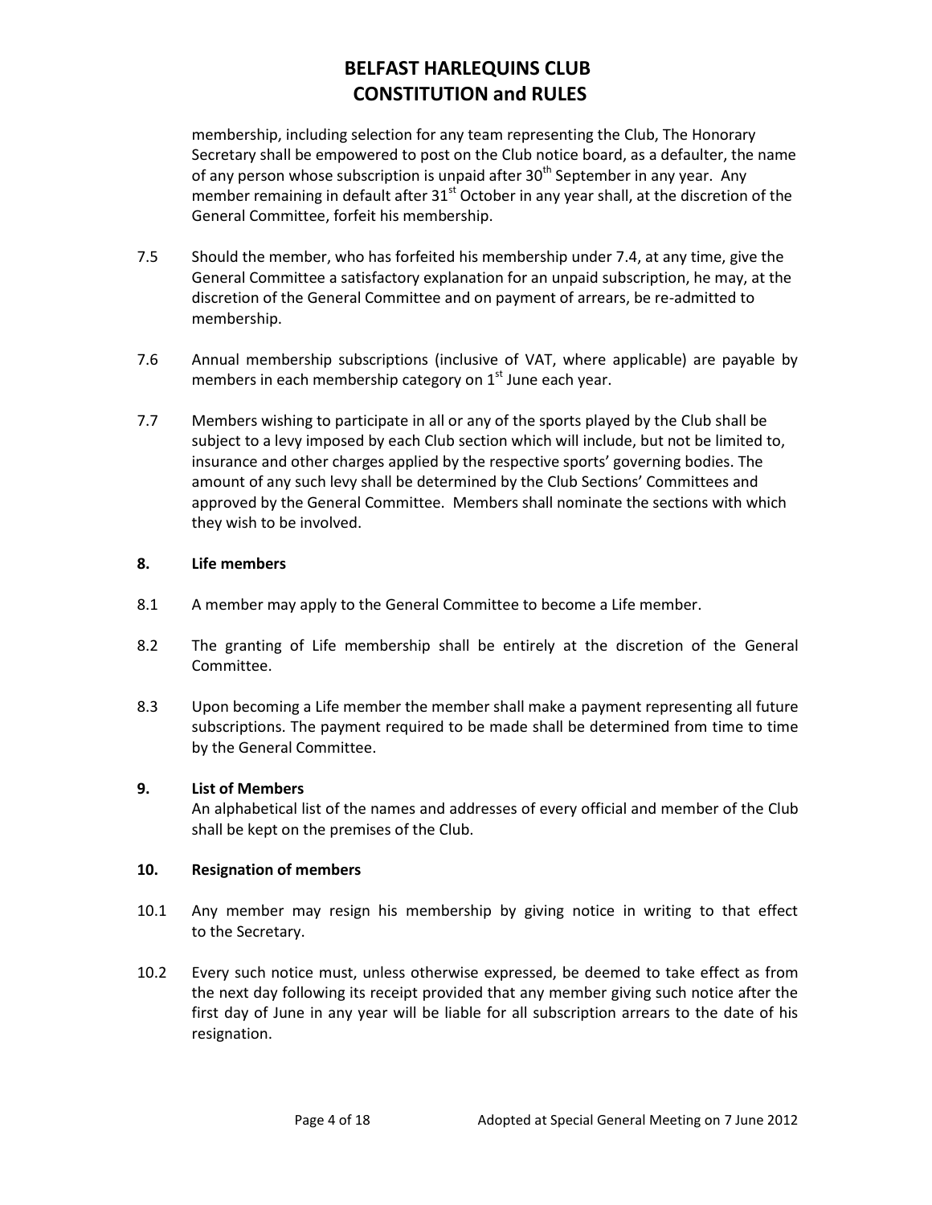membership, including selection for any team representing the Club, The Honorary Secretary shall be empowered to post on the Club notice board, as a defaulter, the name of any person whose subscription is unpaid after 30th September in any year. Any member remaining in default after 31st October in any year shall, at the discretion of the General Committee, forfeit his membership.

7.5 Should the member, who has forfeited his membership under 7.4, at any time, give the General Committee a satisfactory explanation for an unpaid subscription, he may, at the discretion of the General Committee and on payment of arrears, be re-admitted to membership.

7.6 Annual membership subscriptions (inclusive of VAT, where applicable) are payable by members in each membership category on 1st June each year.

7.7 Members wishing to participate in all or any of the sports played by the Club shall be subject to a levy imposed by each Club section which will include, but not be limited to, insurance and other charges applied by the respective sports' governing bodies. The amount of any such levy shall be determined by the Club Sections' Committees and approved by the General Committee. Members shall nominate the sections with which they wish to be involved.

**8. Life members**

8.1 A member may apply to the General Committee to become a Life member.

8.2 The granting of Life membership shall be entirely at the discretion of the General Committee.

8.3 Upon becoming a Life member the member shall make a payment representing all future subscriptions. The payment required to be made shall be determined from time to time by the General Committee.

**9. List of Members**

An alphabetical list of the names and addresses of every official and member of the Club shall be kept on the premises of the Club.

**10. Resignation of members**

10.1 Any member may resign his membership by giving notice in writing to that effect to the Secretary.

10.2 Every such notice must, unless otherwise expressed, be deemed to take effect as from the next day following its receipt provided that any member giving such notice after the first day of June in any year will be liable for all subscription arrears to the date of his resignation.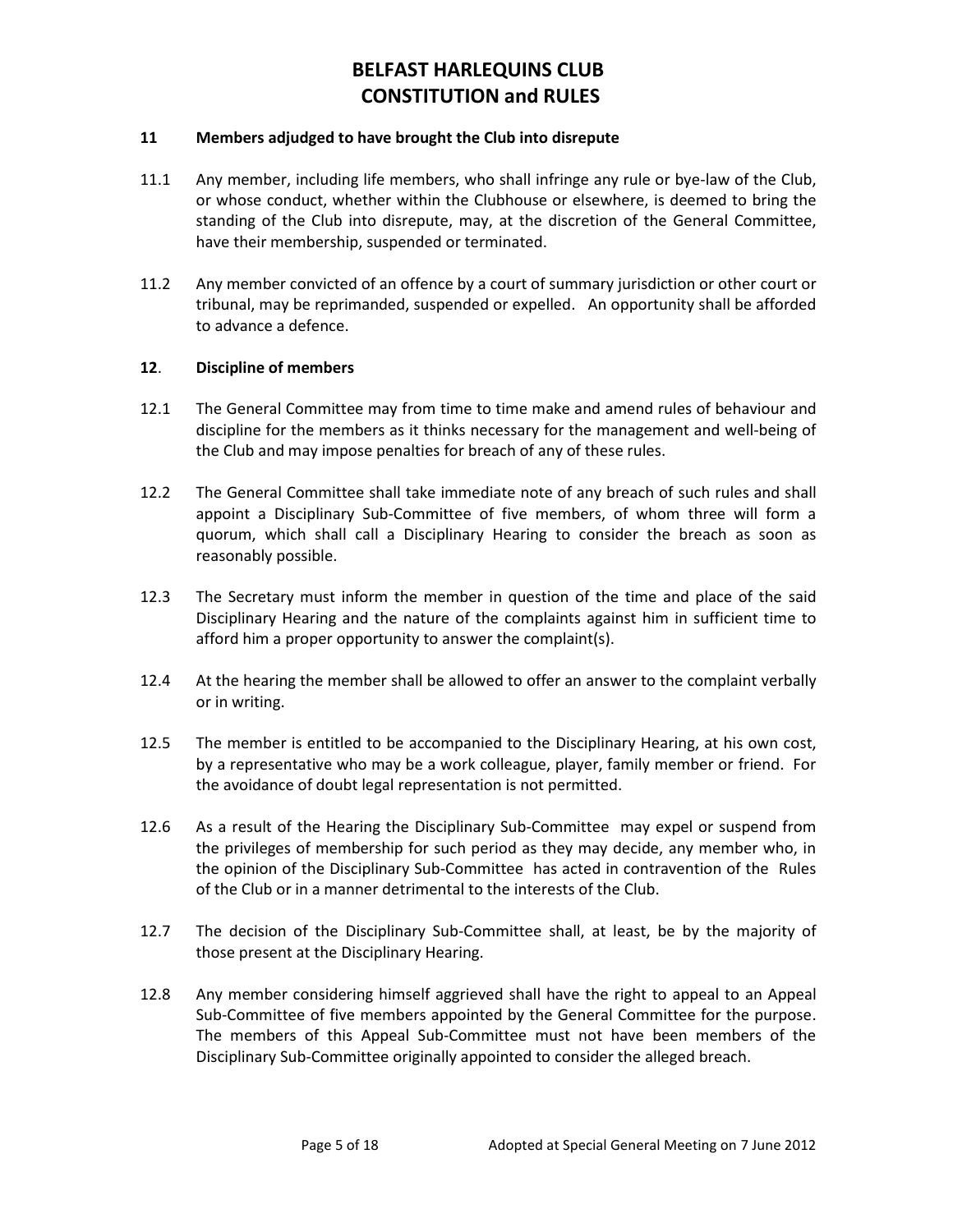## 11 Members adjudged to have brought the Club into disrepute

11.1 Any member, including life members, who shall infringe any rule or bye-law of the Club, or whose conduct, whether within the Clubhouse or elsewhere, is deemed to bring the standing of the Club into disrepute, may, at the discretion of the General Committee, have their membership, suspended or terminated.

11.2 Any member convicted of an offence by a court of summary jurisdiction or other court or tribunal, may be reprimanded, suspended or expelled. An opportunity shall be afforded to advance a defence.

## 12. Discipline of members

12.1 The General Committee may from time to time make and amend rules of behaviour and discipline for the members as it thinks necessary for the management and well-being of the Club and may impose penalties for breach of any of these rules.

12.2 The General Committee shall take immediate note of any breach of such rules and shall appoint a Disciplinary Sub-Committee of five members, of whom three will form a quorum, which shall call a Disciplinary Hearing to consider the breach as soon as reasonably possible.

12.3 The Secretary must inform the member in question of the time and place of the said Disciplinary Hearing and the nature of the complaints against him in sufficient time to afford him a proper opportunity to answer the complaint(s).

12.4 At the hearing the member shall be allowed to offer an answer to the complaint verbally or in writing.

12.5 The member is entitled to be accompanied to the Disciplinary Hearing, at his own cost, by a representative who may be a work colleague, player, family member or friend. For the avoidance of doubt legal representation is not permitted.

12.6 As a result of the Hearing the Disciplinary Sub-Committee may expel or suspend from the privileges of membership for such period as they may decide, any member who, in the opinion of the Disciplinary Sub-Committee has acted in contravention of the Rules of the Club or in a manner detrimental to the interests of the Club.

12.7 The decision of the Disciplinary Sub-Committee shall, at least, be by the majority of those present at the Disciplinary Hearing.

12.8 Any member considering himself aggrieved shall have the right to appeal to an Appeal Sub-Committee of five members appointed by the General Committee for the purpose. The members of this Appeal Sub-Committee must not have been members of the Disciplinary Sub-Committee originally appointed to consider the alleged breach.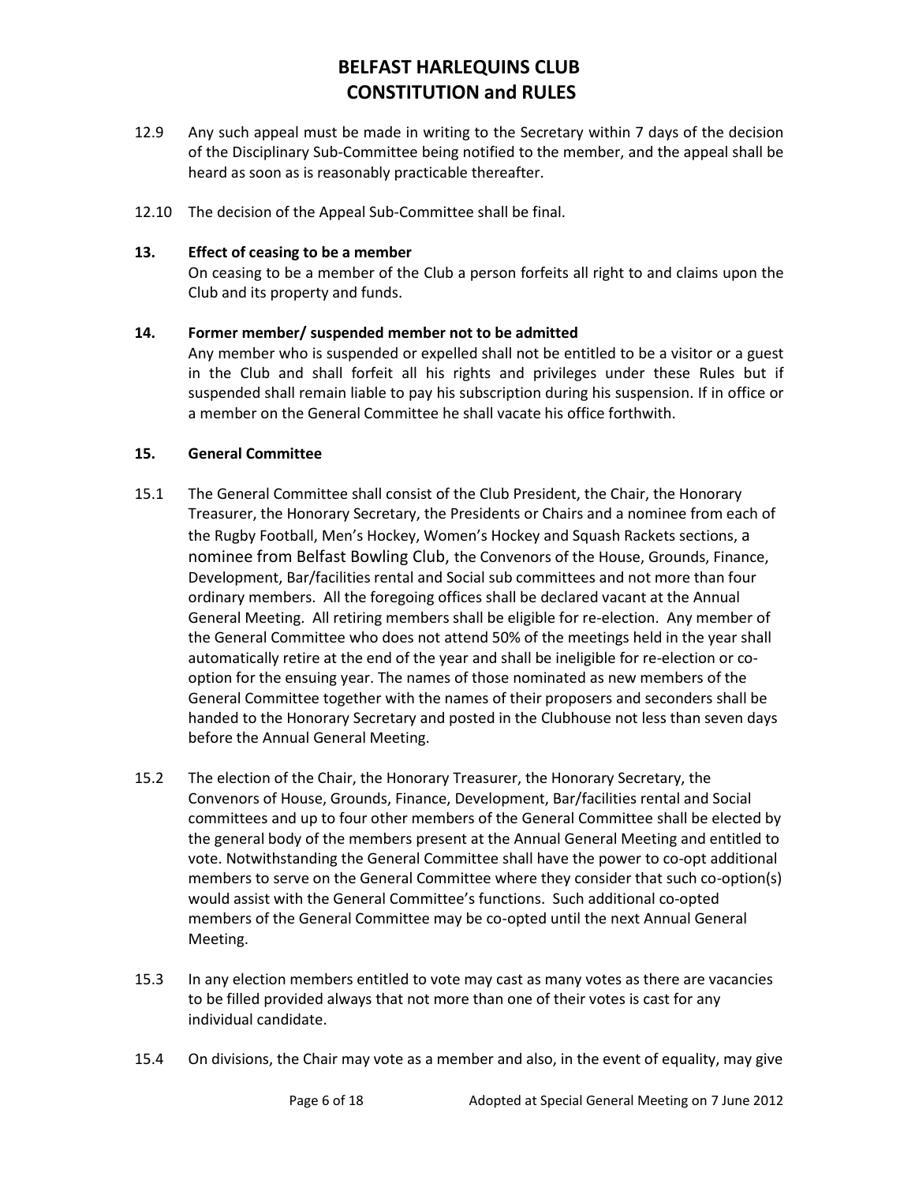12.9 Any such appeal must be made in writing to the Secretary within 7 days of the decision of the Disciplinary Sub-Committee being notified to the member, and the appeal shall be heard as soon as is reasonably practicable thereafter.

12.10 The decision of the Appeal Sub-Committee shall be final.

**13. Effect of ceasing to be a member**

On ceasing to be a member of the Club a person forfeits all right to and claims upon the Club and its property and funds.

**14. Former member/ suspended member not to be admitted**

Any member who is suspended or expelled shall not be entitled to be a visitor or a guest in the Club and shall forfeit all his rights and privileges under these Rules but if suspended shall remain liable to pay his subscription during his suspension. If in office or a member on the General Committee he shall vacate his office forthwith.

**15. General Committee**

15.1 The General Committee shall consist of the Club President, the Chair, the Honorary Treasurer, the Honorary Secretary, the Presidents or Chairs and a nominee from each of the Rugby Football, Men's Hockey, Women's Hockey and Squash Rackets sections, a nominee from Belfast Bowling Club, the Convenors of the House, Grounds, Finance, Development, Bar/facilities rental and Social sub committees and not more than four ordinary members. All the foregoing offices shall be declared vacant at the Annual General Meeting. All retiring members shall be eligible for re-election. Any member of the General Committee who does not attend 50% of the meetings held in the year shall automatically retire at the end of the year and shall be ineligible for re-election or co-option for the ensuing year. The names of those nominated as new members of the General Committee together with the names of their proposers and seconders shall be handed to the Honorary Secretary and posted in the Clubhouse not less than seven days before the Annual General Meeting.

15.2 The election of the Chair, the Honorary Treasurer, the Honorary Secretary, the Convenors of House, Grounds, Finance, Development, Bar/facilities rental and Social committees and up to four other members of the General Committee shall be elected by the general body of the members present at the Annual General Meeting and entitled to vote. Notwithstanding the General Committee shall have the power to co-opt additional members to serve on the General Committee where they consider that such co-option(s) would assist with the General Committee's functions. Such additional co-opted members of the General Committee may be co-opted until the next Annual General Meeting.

15.3 In any election members entitled to vote may cast as many votes as there are vacancies to be filled provided always that not more than one of their votes is cast for any individual candidate.

15.4 On divisions, the Chair may vote as a member and also, in the event of equality, may give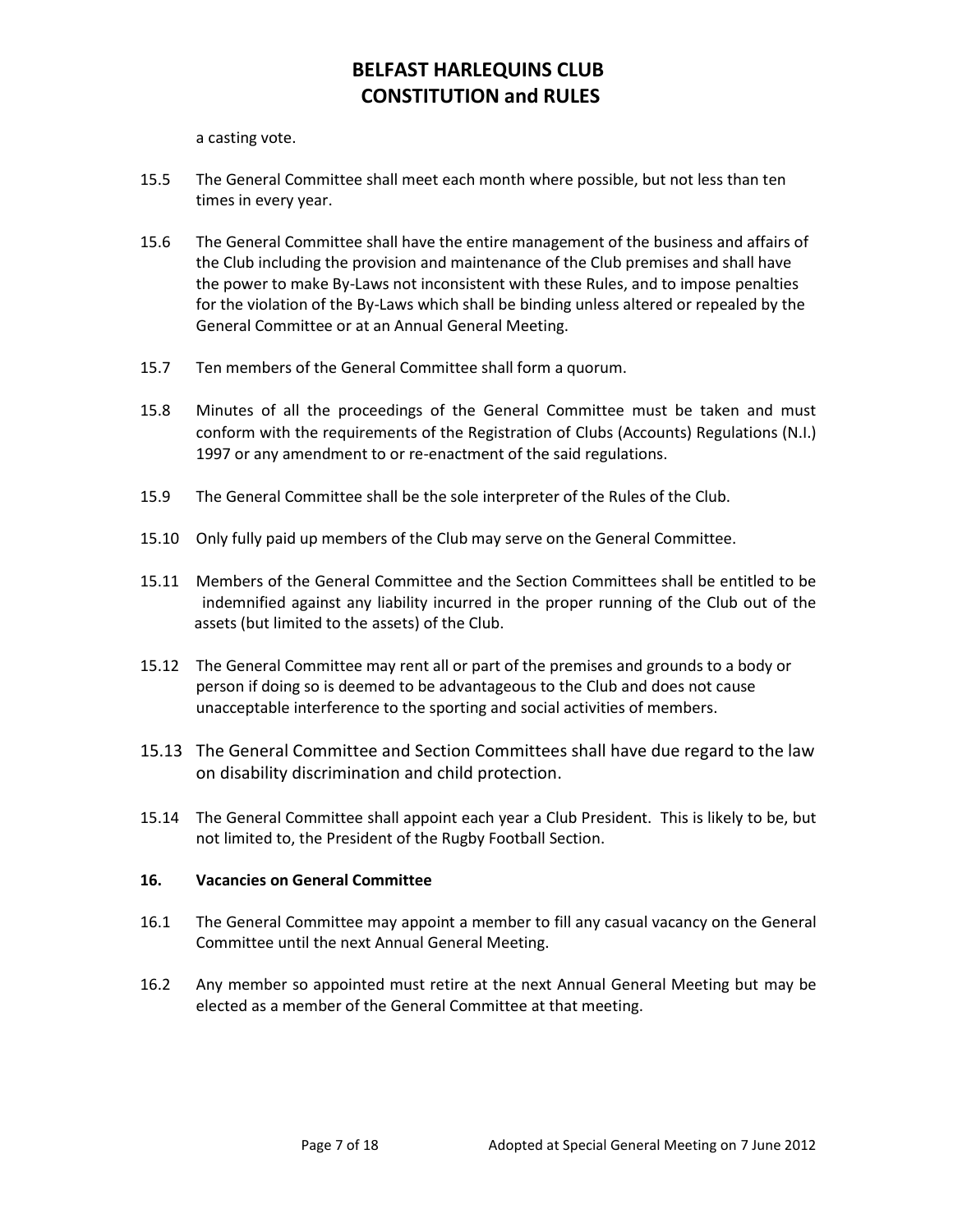a casting vote.

15.5 The General Committee shall meet each month where possible, but not less than ten times in every year.

15.6 The General Committee shall have the entire management of the business and affairs of the Club including the provision and maintenance of the Club premises and shall have the power to make By-Laws not inconsistent with these Rules, and to impose penalties for the violation of the By-Laws which shall be binding unless altered or repealed by the General Committee or at an Annual General Meeting.

15.7 Ten members of the General Committee shall form a quorum.

15.8 Minutes of all the proceedings of the General Committee must be taken and must conform with the requirements of the Registration of Clubs (Accounts) Regulations (N.I.) 1997 or any amendment to or re-enactment of the said regulations.

15.9 The General Committee shall be the sole interpreter of the Rules of the Club.

15.10 Only fully paid up members of the Club may serve on the General Committee.

15.11 Members of the General Committee and the Section Committees shall be entitled to be indemnified against any liability incurred in the proper running of the Club out of the assets (but limited to the assets) of the Club.

15.12 The General Committee may rent all or part of the premises and grounds to a body or person if doing so is deemed to be advantageous to the Club and does not cause unacceptable interference to the sporting and social activities of members.

15.13 The General Committee and Section Committees shall have due regard to the law on disability discrimination and child protection.

15.14 The General Committee shall appoint each year a Club President. This is likely to be, but not limited to, the President of the Rugby Football Section.

**16. Vacancies on General Committee**

16.1 The General Committee may appoint a member to fill any casual vacancy on the General Committee until the next Annual General Meeting.

16.2 Any member so appointed must retire at the next Annual General Meeting but may be elected as a member of the General Committee at that meeting.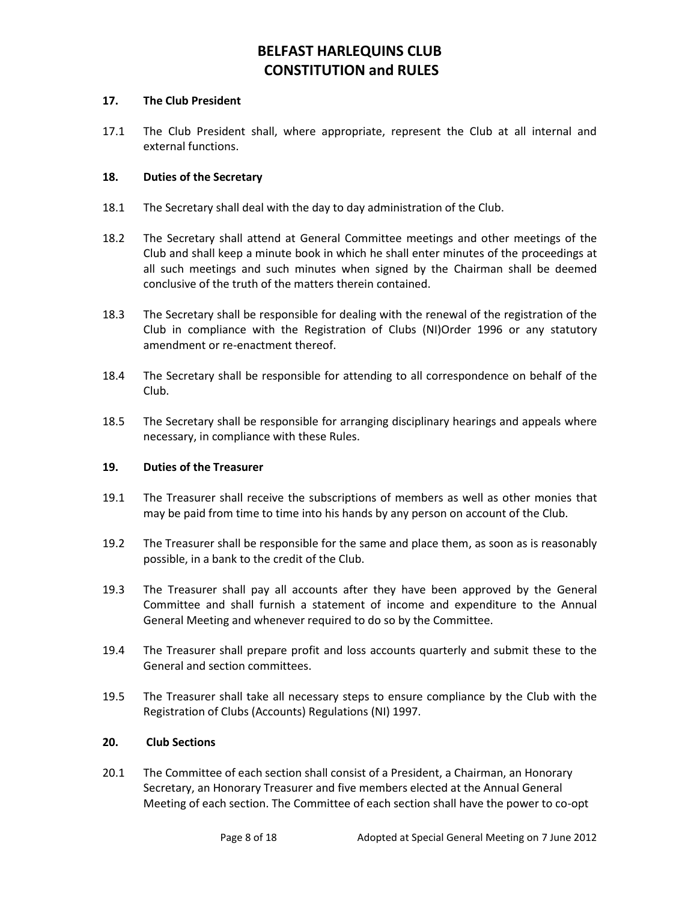## 17. The Club President

17.1 The Club President shall, where appropriate, represent the Club at all internal and external functions.

## 18. Duties of the Secretary

18.1 The Secretary shall deal with the day to day administration of the Club.

18.2 The Secretary shall attend at General Committee meetings and other meetings of the Club and shall keep a minute book in which he shall enter minutes of the proceedings at all such meetings and such minutes when signed by the Chairman shall be deemed conclusive of the truth of the matters therein contained.

18.3 The Secretary shall be responsible for dealing with the renewal of the registration of the Club in compliance with the Registration of Clubs (NI)Order 1996 or any statutory amendment or re-enactment thereof.

18.4 The Secretary shall be responsible for attending to all correspondence on behalf of the Club.

18.5 The Secretary shall be responsible for arranging disciplinary hearings and appeals where necessary, in compliance with these Rules.

## 19. Duties of the Treasurer

19.1 The Treasurer shall receive the subscriptions of members as well as other monies that may be paid from time to time into his hands by any person on account of the Club.

19.2 The Treasurer shall be responsible for the same and place them, as soon as is reasonably possible, in a bank to the credit of the Club.

19.3 The Treasurer shall pay all accounts after they have been approved by the General Committee and shall furnish a statement of income and expenditure to the Annual General Meeting and whenever required to do so by the Committee.

19.4 The Treasurer shall prepare profit and loss accounts quarterly and submit these to the General and section committees.

19.5 The Treasurer shall take all necessary steps to ensure compliance by the Club with the Registration of Clubs (Accounts) Regulations (NI) 1997.

## 20. Club Sections

20.1 The Committee of each section shall consist of a President, a Chairman, an Honorary Secretary, an Honorary Treasurer and five members elected at the Annual General Meeting of each section. The Committee of each section shall have the power to co-opt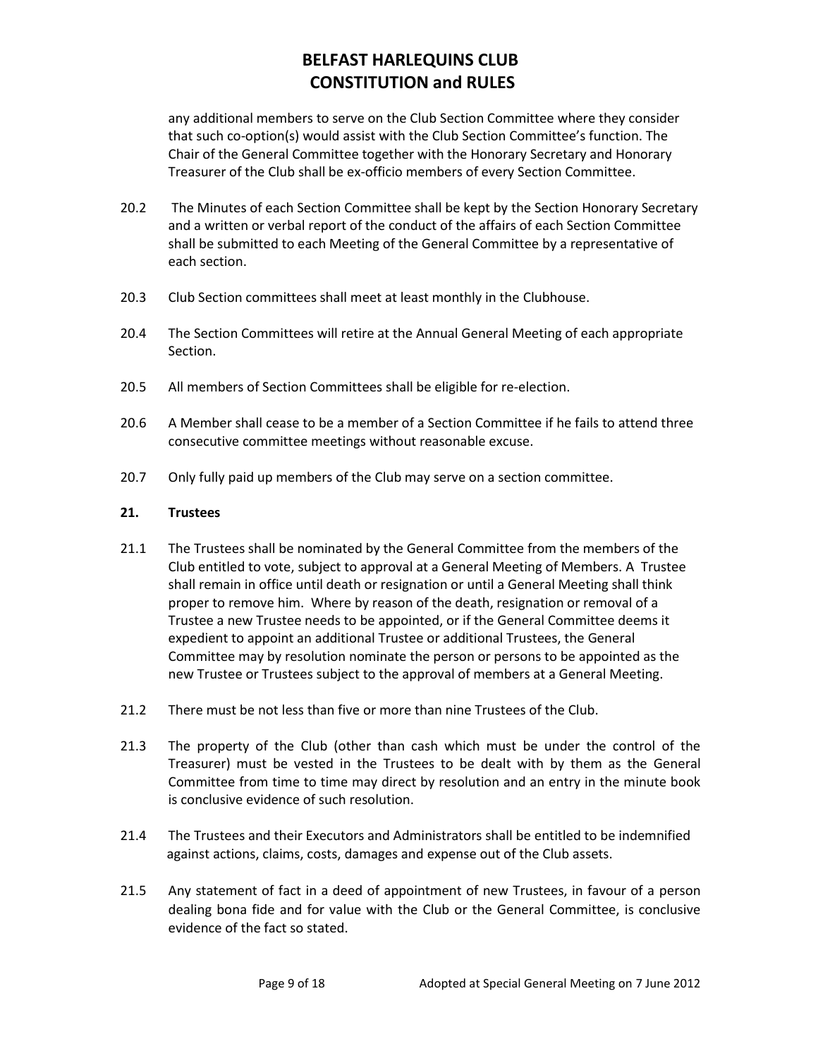any additional members to serve on the Club Section Committee where they consider that such co-option(s) would assist with the Club Section Committee's function. The Chair of the General Committee together with the Honorary Secretary and Honorary Treasurer of the Club shall be ex-officio members of every Section Committee.

20.2 The Minutes of each Section Committee shall be kept by the Section Honorary Secretary and a written or verbal report of the conduct of the affairs of each Section Committee shall be submitted to each Meeting of the General Committee by a representative of each section.

20.3 Club Section committees shall meet at least monthly in the Clubhouse.

20.4 The Section Committees will retire at the Annual General Meeting of each appropriate Section.

20.5 All members of Section Committees shall be eligible for re-election.

20.6 A Member shall cease to be a member of a Section Committee if he fails to attend three consecutive committee meetings without reasonable excuse.

20.7 Only fully paid up members of the Club may serve on a section committee.

**21. Trustees**

21.1 The Trustees shall be nominated by the General Committee from the members of the Club entitled to vote, subject to approval at a General Meeting of Members. A Trustee shall remain in office until death or resignation or until a General Meeting shall think proper to remove him. Where by reason of the death, resignation or removal of a Trustee a new Trustee needs to be appointed, or if the General Committee deems it expedient to appoint an additional Trustee or additional Trustees, the General Committee may by resolution nominate the person or persons to be appointed as the new Trustee or Trustees subject to the approval of members at a General Meeting.

21.2 There must be not less than five or more than nine Trustees of the Club.

21.3 The property of the Club (other than cash which must be under the control of the Treasurer) must be vested in the Trustees to be dealt with by them as the General Committee from time to time may direct by resolution and an entry in the minute book is conclusive evidence of such resolution.

21.4 The Trustees and their Executors and Administrators shall be entitled to be indemnified against actions, claims, costs, damages and expense out of the Club assets.

21.5 Any statement of fact in a deed of appointment of new Trustees, in favour of a person dealing bona fide and for value with the Club or the General Committee, is conclusive evidence of the fact so stated.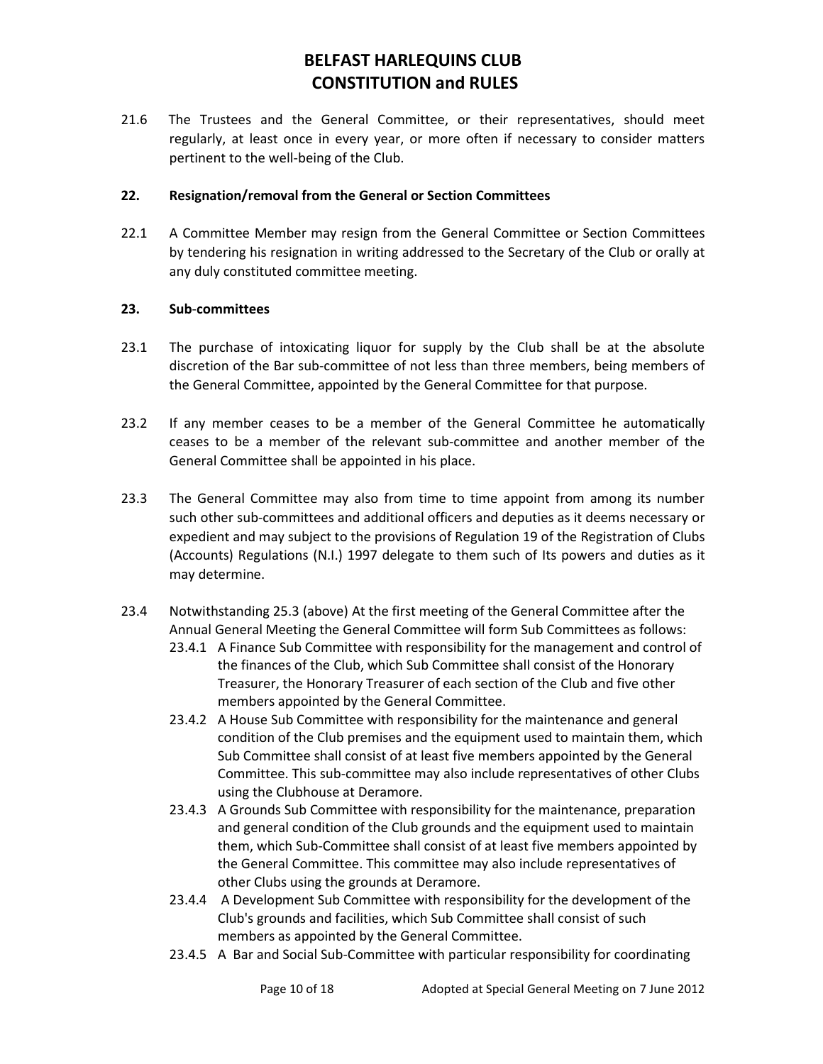21.6 The Trustees and the General Committee, or their representatives, should meet regularly, at least once in every year, or more often if necessary to consider matters pertinent to the well-being of the Club.

**22. Resignation/removal from the General or Section Committees**

22.1 A Committee Member may resign from the General Committee or Section Committees by tendering his resignation in writing addressed to the Secretary of the Club or orally at any duly constituted committee meeting.

**23. Sub-committees**

23.1 The purchase of intoxicating liquor for supply by the Club shall be at the absolute discretion of the Bar sub-committee of not less than three members, being members of the General Committee, appointed by the General Committee for that purpose.

23.2 If any member ceases to be a member of the General Committee he automatically ceases to be a member of the relevant sub-committee and another member of the General Committee shall be appointed in his place.

23.3 The General Committee may also from time to time appoint from among its number such other sub-committees and additional officers and deputies as it deems necessary or expedient and may subject to the provisions of Regulation 19 of the Registration of Clubs (Accounts) Regulations (N.I.) 1997 delegate to them such of Its powers and duties as it may determine.

23.4 Notwithstanding 25.3 (above) At the first meeting of the General Committee after the Annual General Meeting the General Committee will form Sub Committees as follows:

- 23.4.1 A Finance Sub Committee with responsibility for the management and control of the finances of the Club, which Sub Committee shall consist of the Honorary Treasurer, the Honorary Treasurer of each section of the Club and five other members appointed by the General Committee.
- 23.4.2 A House Sub Committee with responsibility for the maintenance and general condition of the Club premises and the equipment used to maintain them, which Sub Committee shall consist of at least five members appointed by the General Committee. This sub-committee may also include representatives of other Clubs using the Clubhouse at Deramore.
- 23.4.3 A Grounds Sub Committee with responsibility for the maintenance, preparation and general condition of the Club grounds and the equipment used to maintain them, which Sub-Committee shall consist of at least five members appointed by the General Committee. This committee may also include representatives of other Clubs using the grounds at Deramore.
- 23.4.4 A Development Sub Committee with responsibility for the development of the Club's grounds and facilities, which Sub Committee shall consist of such members as appointed by the General Committee.
- 23.4.5 A Bar and Social Sub-Committee with particular responsibility for coordinating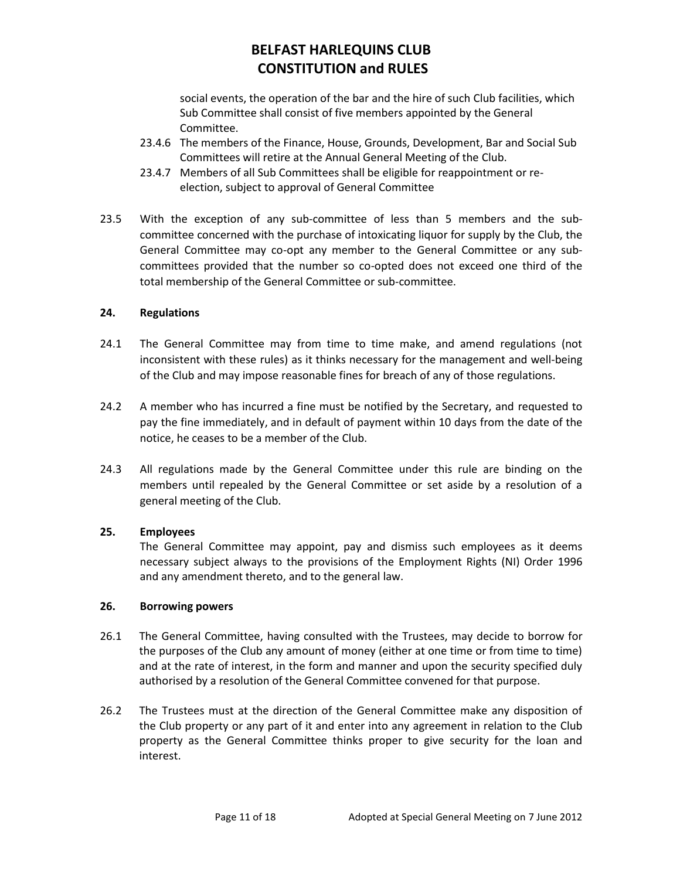social events, the operation of the bar and the hire of such Club facilities, which Sub Committee shall consist of five members appointed by the General Committee.

23.4.6 The members of the Finance, House, Grounds, Development, Bar and Social Sub Committees will retire at the Annual General Meeting of the Club.

23.4.7 Members of all Sub Committees shall be eligible for reappointment or re-election, subject to approval of General Committee

23.5 With the exception of any sub-committee of less than 5 members and the sub-committee concerned with the purchase of intoxicating liquor for supply by the Club, the General Committee may co-opt any member to the General Committee or any sub-committees provided that the number so co-opted does not exceed one third of the total membership of the General Committee or sub-committee.

**24. Regulations**

24.1 The General Committee may from time to time make, and amend regulations (not inconsistent with these rules) as it thinks necessary for the management and well-being of the Club and may impose reasonable fines for breach of any of those regulations.

24.2 A member who has incurred a fine must be notified by the Secretary, and requested to pay the fine immediately, and in default of payment within 10 days from the date of the notice, he ceases to be a member of the Club.

24.3 All regulations made by the General Committee under this rule are binding on the members until repealed by the General Committee or set aside by a resolution of a general meeting of the Club.

**25. Employees**

The General Committee may appoint, pay and dismiss such employees as it deems necessary subject always to the provisions of the Employment Rights (NI) Order 1996 and any amendment thereto, and to the general law.

**26. Borrowing powers**

26.1 The General Committee, having consulted with the Trustees, may decide to borrow for the purposes of the Club any amount of money (either at one time or from time to time) and at the rate of interest, in the form and manner and upon the security specified duly authorised by a resolution of the General Committee convened for that purpose.

26.2 The Trustees must at the direction of the General Committee make any disposition of the Club property or any part of it and enter into any agreement in relation to the Club property as the General Committee thinks proper to give security for the loan and interest.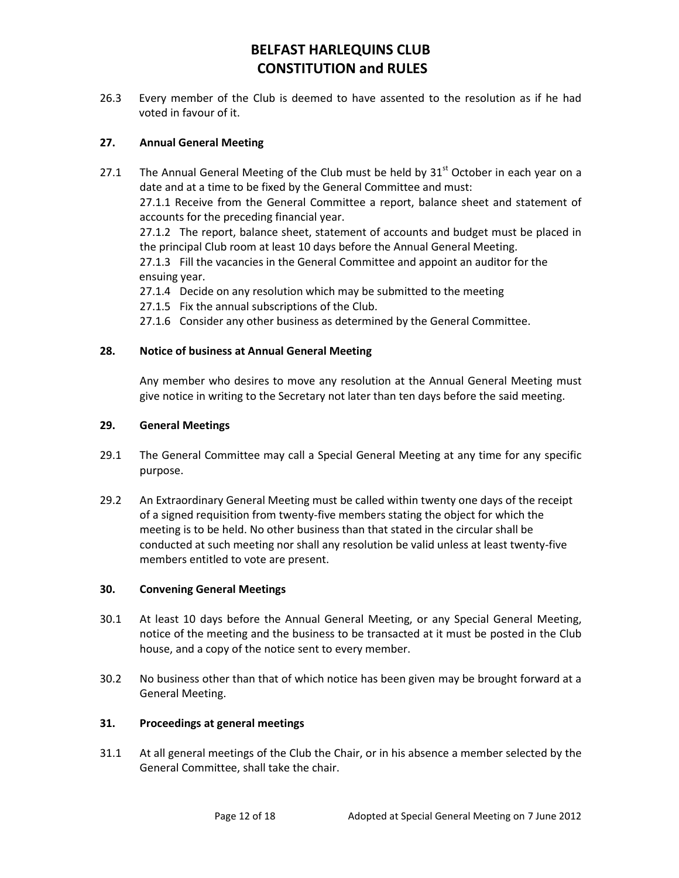26.3 Every member of the Club is deemed to have assented to the resolution as if he had voted in favour of it.

### 27. Annual General Meeting

27.1 The Annual General Meeting of the Club must be held by 31st October in each year on a date and at a time to be fixed by the General Committee and must:

27.1.1 Receive from the General Committee a report, balance sheet and statement of accounts for the preceding financial year.

27.1.2 The report, balance sheet, statement of accounts and budget must be placed in the principal Club room at least 10 days before the Annual General Meeting.

27.1.3 Fill the vacancies in the General Committee and appoint an auditor for the ensuing year.

27.1.4 Decide on any resolution which may be submitted to the meeting

27.1.5 Fix the annual subscriptions of the Club.

27.1.6 Consider any other business as determined by the General Committee.

### 28. Notice of business at Annual General Meeting

Any member who desires to move any resolution at the Annual General Meeting must give notice in writing to the Secretary not later than ten days before the said meeting.

### 29. General Meetings

29.1 The General Committee may call a Special General Meeting at any time for any specific purpose.

29.2 An Extraordinary General Meeting must be called within twenty one days of the receipt of a signed requisition from twenty-five members stating the object for which the meeting is to be held. No other business than that stated in the circular shall be conducted at such meeting nor shall any resolution be valid unless at least twenty-five members entitled to vote are present.

### 30. Convening General Meetings

30.1 At least 10 days before the Annual General Meeting, or any Special General Meeting, notice of the meeting and the business to be transacted at it must be posted in the Club house, and a copy of the notice sent to every member.

30.2 No business other than that of which notice has been given may be brought forward at a General Meeting.

### 31. Proceedings at general meetings

31.1 At all general meetings of the Club the Chair, or in his absence a member selected by the General Committee, shall take the chair.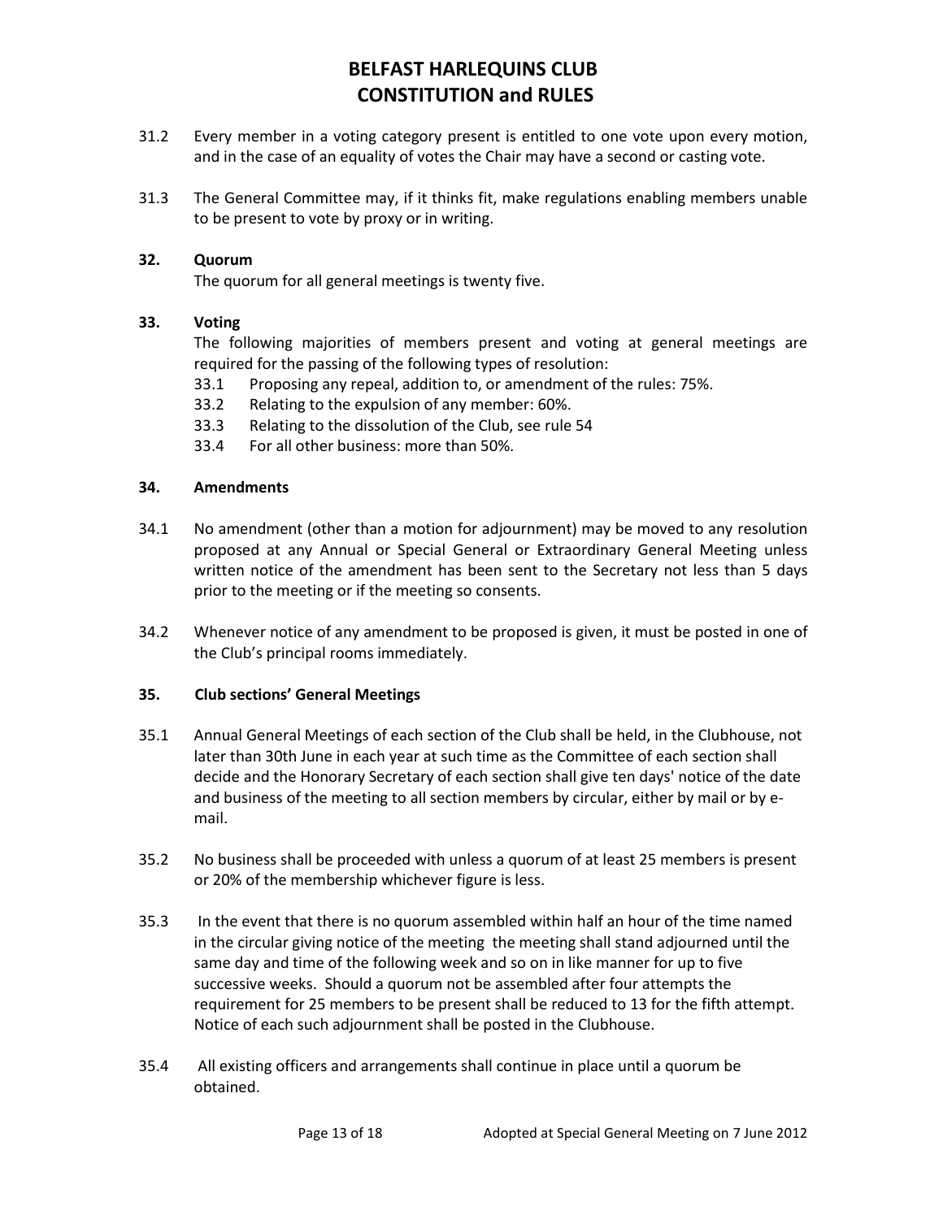31.2 Every member in a voting category present is entitled to one vote upon every motion, and in the case of an equality of votes the Chair may have a second or casting vote.

31.3 The General Committee may, if it thinks fit, make regulations enabling members unable to be present to vote by proxy or in writing.

### 32. Quorum

The quorum for all general meetings is twenty five.

### 33. Voting

The following majorities of members present and voting at general meetings are required for the passing of the following types of resolution:

33.1 Proposing any repeal, addition to, or amendment of the rules: 75%.

33.2 Relating to the expulsion of any member: 60%.

33.3 Relating to the dissolution of the Club, see rule 54

33.4 For all other business: more than 50%.

### 34. Amendments

34.1 No amendment (other than a motion for adjournment) may be moved to any resolution proposed at any Annual or Special General or Extraordinary General Meeting unless written notice of the amendment has been sent to the Secretary not less than 5 days prior to the meeting or if the meeting so consents.

34.2 Whenever notice of any amendment to be proposed is given, it must be posted in one of the Club's principal rooms immediately.

### 35. Club sections' General Meetings

35.1 Annual General Meetings of each section of the Club shall be held, in the Clubhouse, not later than 30th June in each year at such time as the Committee of each section shall decide and the Honorary Secretary of each section shall give ten days' notice of the date and business of the meeting to all section members by circular, either by mail or by e-mail.

35.2 No business shall be proceeded with unless a quorum of at least 25 members is present or 20% of the membership whichever figure is less.

35.3 In the event that there is no quorum assembled within half an hour of the time named in the circular giving notice of the meeting the meeting shall stand adjourned until the same day and time of the following week and so on in like manner for up to five successive weeks. Should a quorum not be assembled after four attempts the requirement for 25 members to be present shall be reduced to 13 for the fifth attempt. Notice of each such adjournment shall be posted in the Clubhouse.

35.4 All existing officers and arrangements shall continue in place until a quorum be obtained.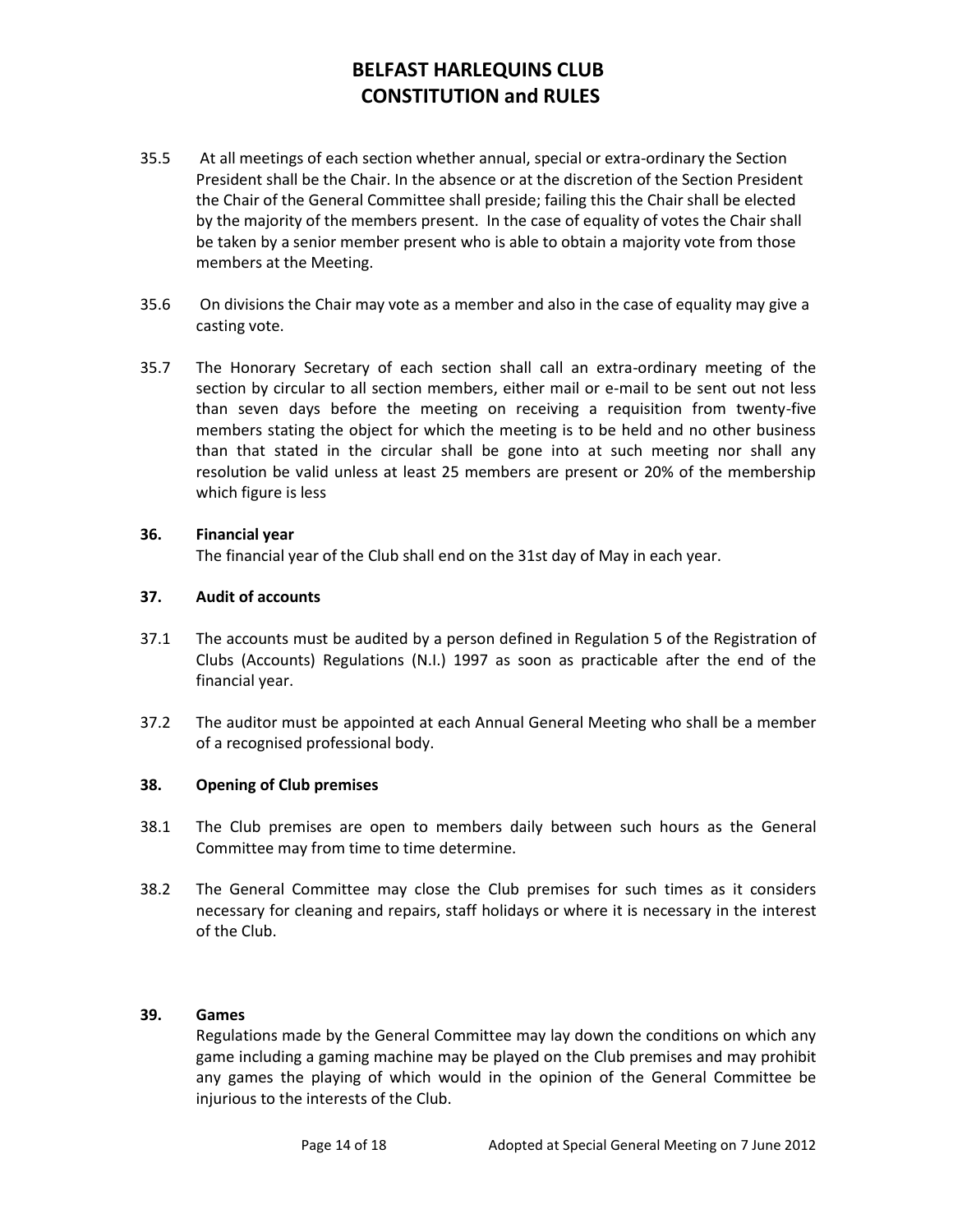35.5 At all meetings of each section whether annual, special or extra-ordinary the Section President shall be the Chair. In the absence or at the discretion of the Section President the Chair of the General Committee shall preside; failing this the Chair shall be elected by the majority of the members present. In the case of equality of votes the Chair shall be taken by a senior member present who is able to obtain a majority vote from those members at the Meeting.

35.6 On divisions the Chair may vote as a member and also in the case of equality may give a casting vote.

35.7 The Honorary Secretary of each section shall call an extra-ordinary meeting of the section by circular to all section members, either mail or e-mail to be sent out not less than seven days before the meeting on receiving a requisition from twenty-five members stating the object for which the meeting is to be held and no other business than that stated in the circular shall be gone into at such meeting nor shall any resolution be valid unless at least 25 members are present or 20% of the membership which figure is less

### 36. Financial year

The financial year of the Club shall end on the 31st day of May in each year.

### 37. Audit of accounts

37.1 The accounts must be audited by a person defined in Regulation 5 of the Registration of Clubs (Accounts) Regulations (N.I.) 1997 as soon as practicable after the end of the financial year.

37.2 The auditor must be appointed at each Annual General Meeting who shall be a member of a recognised professional body.

### 38. Opening of Club premises

38.1 The Club premises are open to members daily between such hours as the General Committee may from time to time determine.

38.2 The General Committee may close the Club premises for such times as it considers necessary for cleaning and repairs, staff holidays or where it is necessary in the interest of the Club.

### 39. Games

Regulations made by the General Committee may lay down the conditions on which any game including a gaming machine may be played on the Club premises and may prohibit any games the playing of which would in the opinion of the General Committee be injurious to the interests of the Club.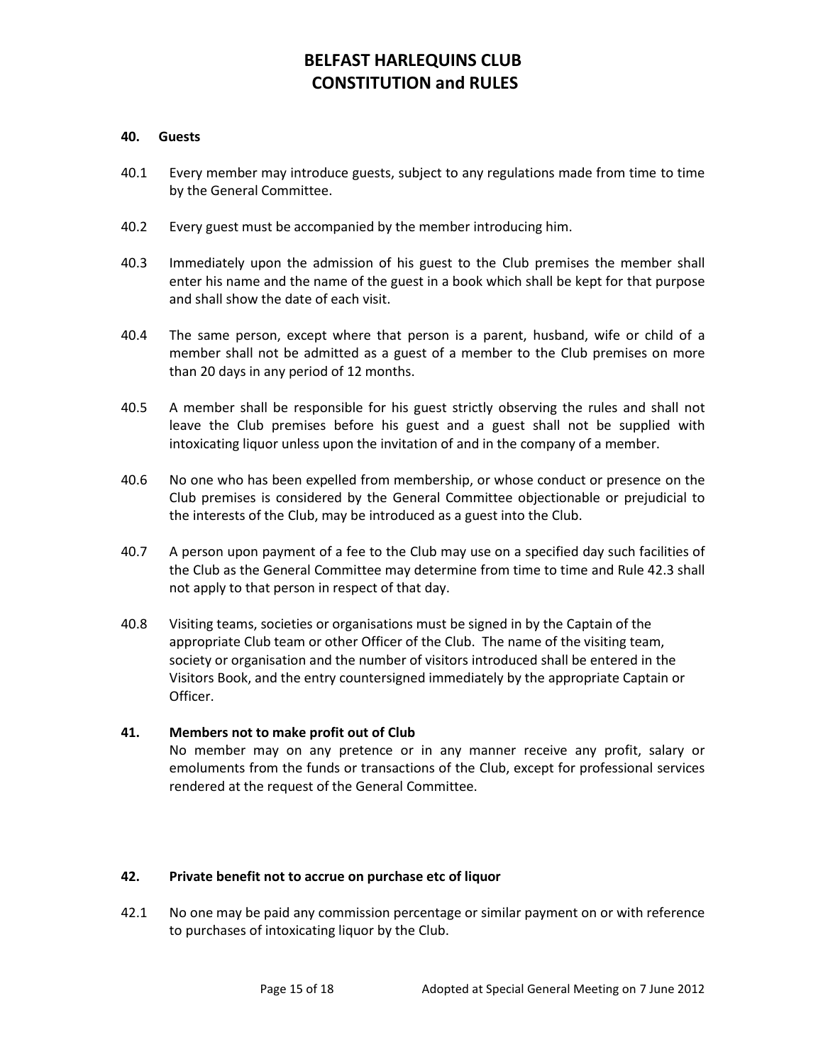#### 40. Guests

40.1 Every member may introduce guests, subject to any regulations made from time to time by the General Committee.

40.2 Every guest must be accompanied by the member introducing him.

40.3 Immediately upon the admission of his guest to the Club premises the member shall enter his name and the name of the guest in a book which shall be kept for that purpose and shall show the date of each visit.

40.4 The same person, except where that person is a parent, husband, wife or child of a member shall not be admitted as a guest of a member to the Club premises on more than 20 days in any period of 12 months.

40.5 A member shall be responsible for his guest strictly observing the rules and shall not leave the Club premises before his guest and a guest shall not be supplied with intoxicating liquor unless upon the invitation of and in the company of a member.

40.6 No one who has been expelled from membership, or whose conduct or presence on the Club premises is considered by the General Committee objectionable or prejudicial to the interests of the Club, may be introduced as a guest into the Club.

40.7 A person upon payment of a fee to the Club may use on a specified day such facilities of the Club as the General Committee may determine from time to time and Rule 42.3 shall not apply to that person in respect of that day.

40.8 Visiting teams, societies or organisations must be signed in by the Captain of the appropriate Club team or other Officer of the Club. The name of the visiting team, society or organisation and the number of visitors introduced shall be entered in the Visitors Book, and the entry countersigned immediately by the appropriate Captain or Officer.

#### 41. Members not to make profit out of Club

No member may on any pretence or in any manner receive any profit, salary or emoluments from the funds or transactions of the Club, except for professional services rendered at the request of the General Committee.

#### 42. Private benefit not to accrue on purchase etc of liquor

42.1 No one may be paid any commission percentage or similar payment on or with reference to purchases of intoxicating liquor by the Club.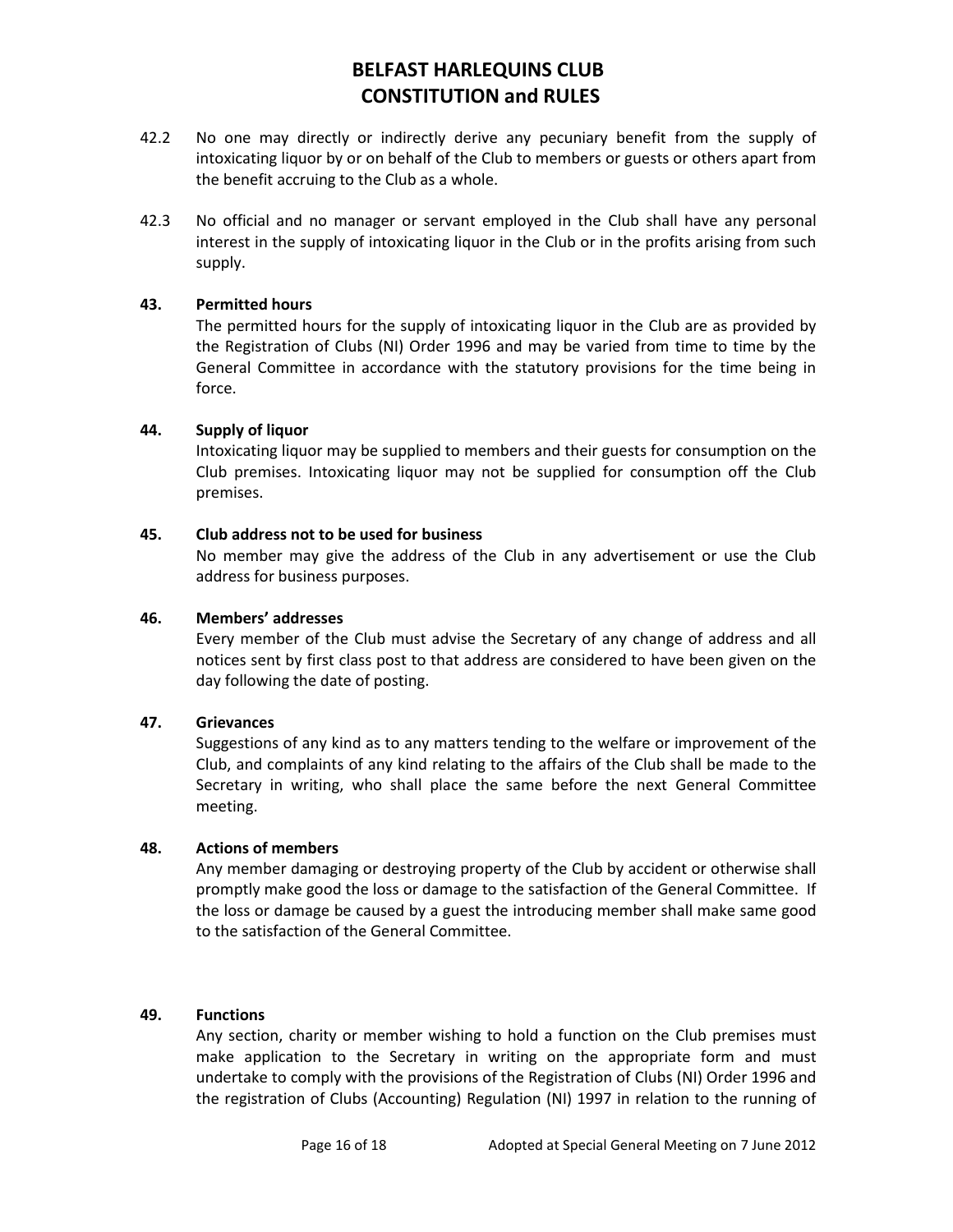42.2 No one may directly or indirectly derive any pecuniary benefit from the supply of intoxicating liquor by or on behalf of the Club to members or guests or others apart from the benefit accruing to the Club as a whole.

42.3 No official and no manager or servant employed in the Club shall have any personal interest in the supply of intoxicating liquor in the Club or in the profits arising from such supply.

**43. Permitted hours**

The permitted hours for the supply of intoxicating liquor in the Club are as provided by the Registration of Clubs (NI) Order 1996 and may be varied from time to time by the General Committee in accordance with the statutory provisions for the time being in force.

**44. Supply of liquor**

Intoxicating liquor may be supplied to members and their guests for consumption on the Club premises. Intoxicating liquor may not be supplied for consumption off the Club premises.

**45. Club address not to be used for business**

No member may give the address of the Club in any advertisement or use the Club address for business purposes.

**46. Members' addresses**

Every member of the Club must advise the Secretary of any change of address and all notices sent by first class post to that address are considered to have been given on the day following the date of posting.

**47. Grievances**

Suggestions of any kind as to any matters tending to the welfare or improvement of the Club, and complaints of any kind relating to the affairs of the Club shall be made to the Secretary in writing, who shall place the same before the next General Committee meeting.

**48. Actions of members**

Any member damaging or destroying property of the Club by accident or otherwise shall promptly make good the loss or damage to the satisfaction of the General Committee. If the loss or damage be caused by a guest the introducing member shall make same good to the satisfaction of the General Committee.

**49. Functions**

Any section, charity or member wishing to hold a function on the Club premises must make application to the Secretary in writing on the appropriate form and must undertake to comply with the provisions of the Registration of Clubs (NI) Order 1996 and the registration of Clubs (Accounting) Regulation (NI) 1997 in relation to the running of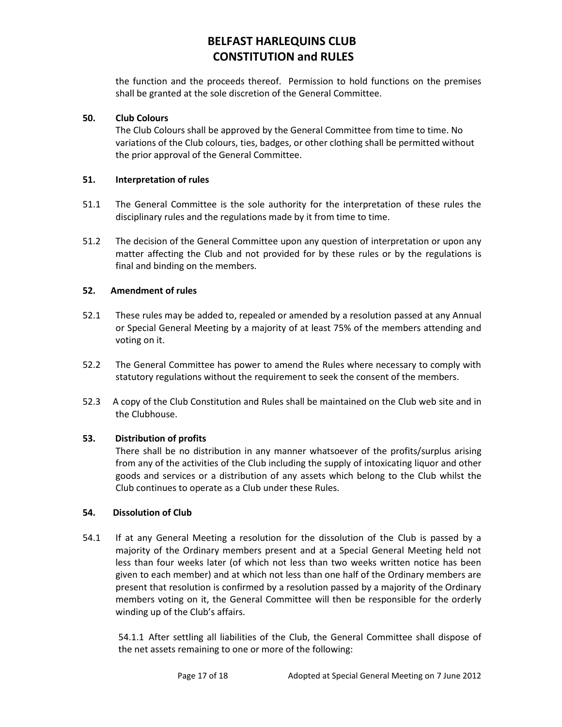the function and the proceeds thereof. Permission to hold functions on the premises shall be granted at the sole discretion of the General Committee.

**50. Club Colours**

The Club Colours shall be approved by the General Committee from time to time. No variations of the Club colours, ties, badges, or other clothing shall be permitted without the prior approval of the General Committee.

**51. Interpretation of rules**

51.1 The General Committee is the sole authority for the interpretation of these rules the disciplinary rules and the regulations made by it from time to time.

51.2 The decision of the General Committee upon any question of interpretation or upon any matter affecting the Club and not provided for by these rules or by the regulations is final and binding on the members.

**52. Amendment of rules**

52.1 These rules may be added to, repealed or amended by a resolution passed at any Annual or Special General Meeting by a majority of at least 75% of the members attending and voting on it.

52.2 The General Committee has power to amend the Rules where necessary to comply with statutory regulations without the requirement to seek the consent of the members.

52.3 A copy of the Club Constitution and Rules shall be maintained on the Club web site and in the Clubhouse.

**53. Distribution of profits**

There shall be no distribution in any manner whatsoever of the profits/surplus arising from any of the activities of the Club including the supply of intoxicating liquor and other goods and services or a distribution of any assets which belong to the Club whilst the Club continues to operate as a Club under these Rules.

**54. Dissolution of Club**

54.1 If at any General Meeting a resolution for the dissolution of the Club is passed by a majority of the Ordinary members present and at a Special General Meeting held not less than four weeks later (of which not less than two weeks written notice has been given to each member) and at which not less than one half of the Ordinary members are present that resolution is confirmed by a resolution passed by a majority of the Ordinary members voting on it, the General Committee will then be responsible for the orderly winding up of the Club's affairs.

54.1.1 After settling all liabilities of the Club, the General Committee shall dispose of the net assets remaining to one or more of the following: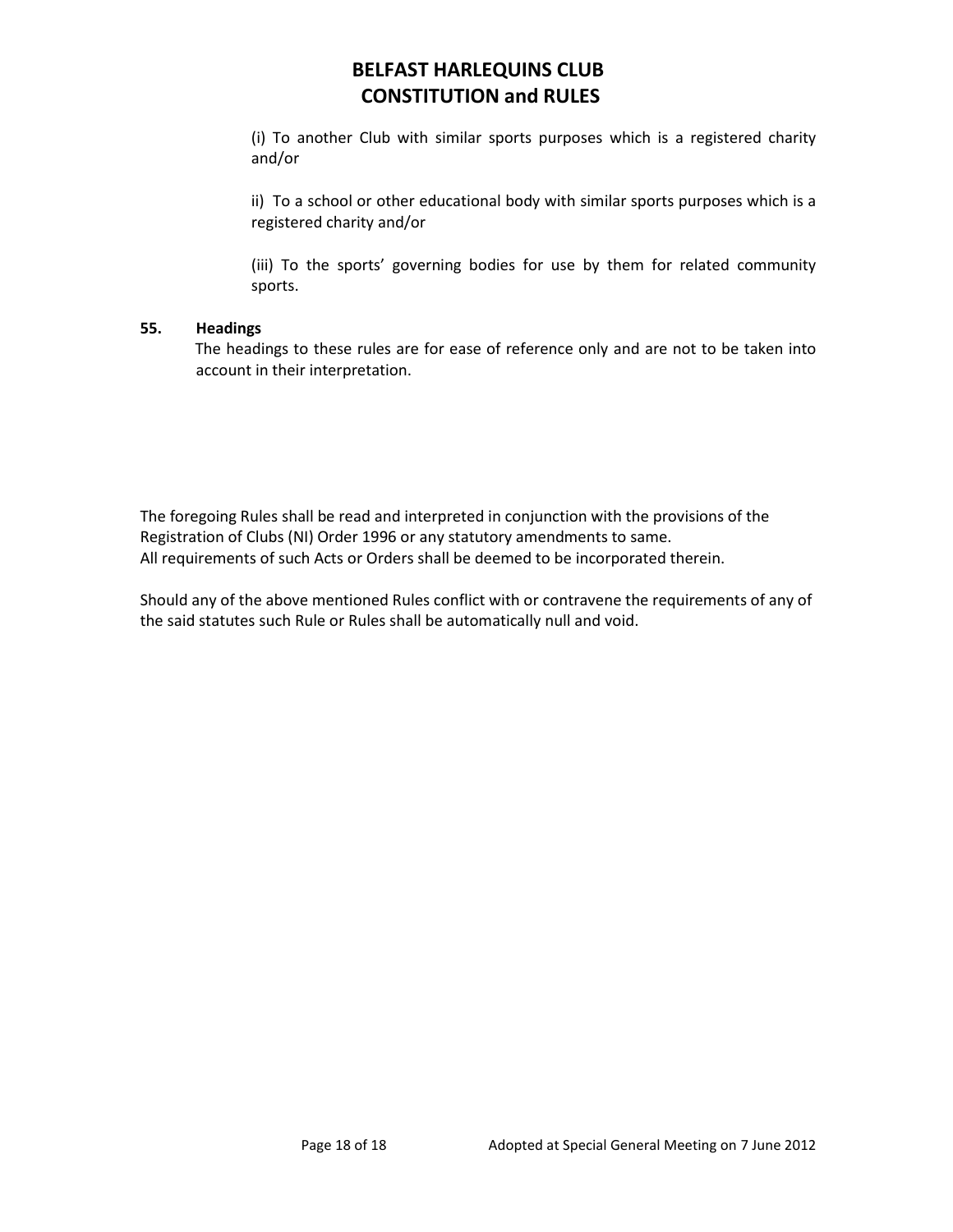(i) To another Club with similar sports purposes which is a registered charity and/or

ii) To a school or other educational body with similar sports purposes which is a registered charity and/or

(iii) To the sports' governing bodies for use by them for related community sports.

**55. Headings**

The headings to these rules are for ease of reference only and are not to be taken into account in their interpretation.

The foregoing Rules shall be read and interpreted in conjunction with the provisions of the Registration of Clubs (NI) Order 1996 or any statutory amendments to same.
All requirements of such Acts or Orders shall be deemed to be incorporated therein.

Should any of the above mentioned Rules conflict with or contravene the requirements of any of the said statutes such Rule or Rules shall be automatically null and void.